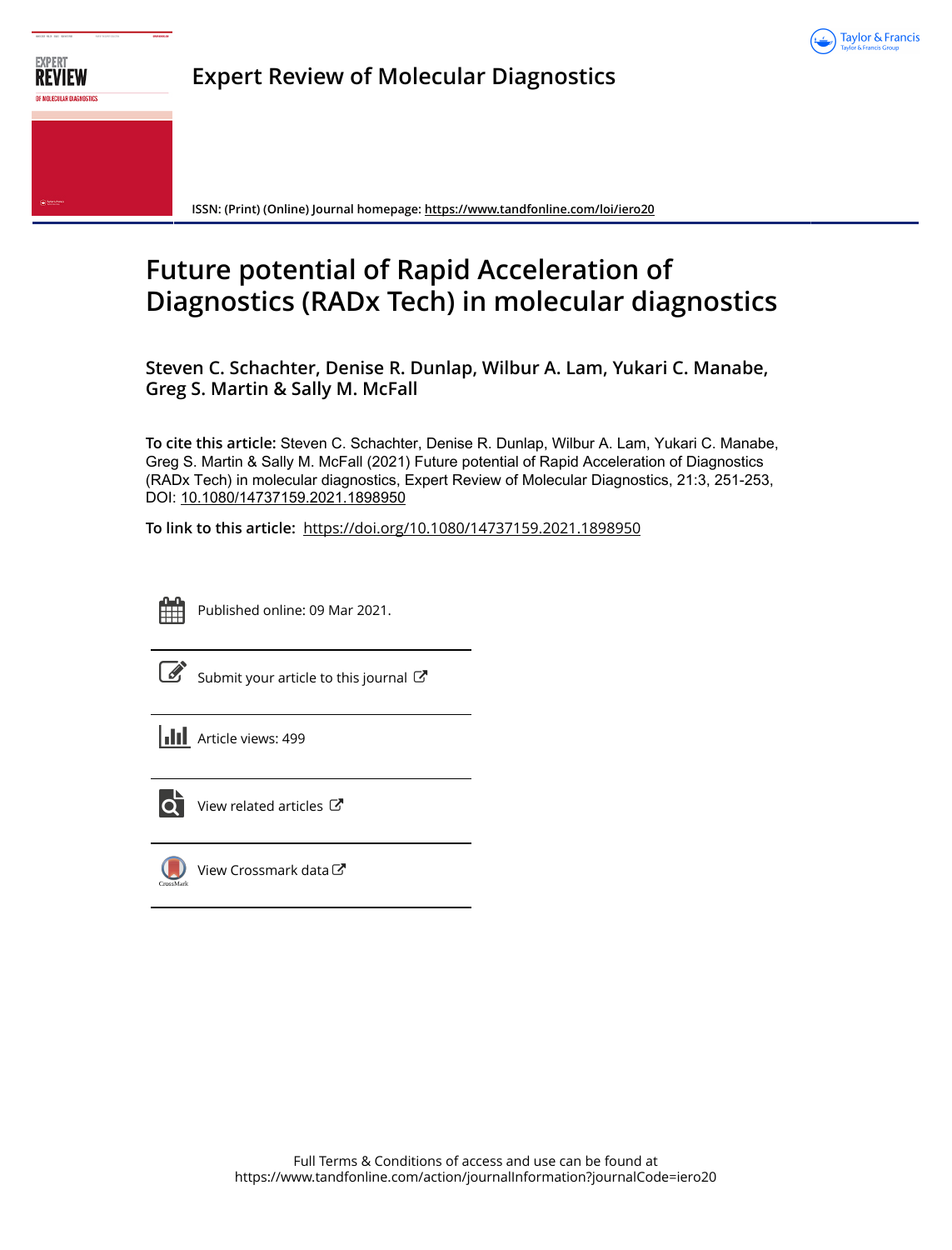Expert Review of Molecular Diagnostics

ISSN: (Print) (Online) Journal homepage: https://www.tandfonline.com/loi/iero20

# Future potential of Rapid Acceleration of Diagnostics (RADx Tech) in molecular diagnostics

**Steven C. Schachter, Denise R. Dunlap, Wilbur A. Lam, Yukari C. Manabe, Greg S. Martin & Sally M. McFall**

**To cite this article:** Steven C. Schachter, Denise R. Dunlap, Wilbur A. Lam, Yukari C. Manabe, Greg S. Martin & Sally M. McFall (2021) Future potential of Rapid Acceleration of Diagnostics (RADx Tech) in molecular diagnostics, Expert Review of Molecular Diagnostics, 21:3, 251-253, DOI: 10.1080/14737159.2021.1898950

**To link to this article:** https://doi.org/10.1080/14737159.2021.1898950

Published online: 09 Mar 2021.

Submit your article to this journal

Article views: 499

View related articles

View Crossmark data

Full Terms & Conditions of access and use can be found at https://www.tandfonline.com/action/journalInformation?journalCode=iero20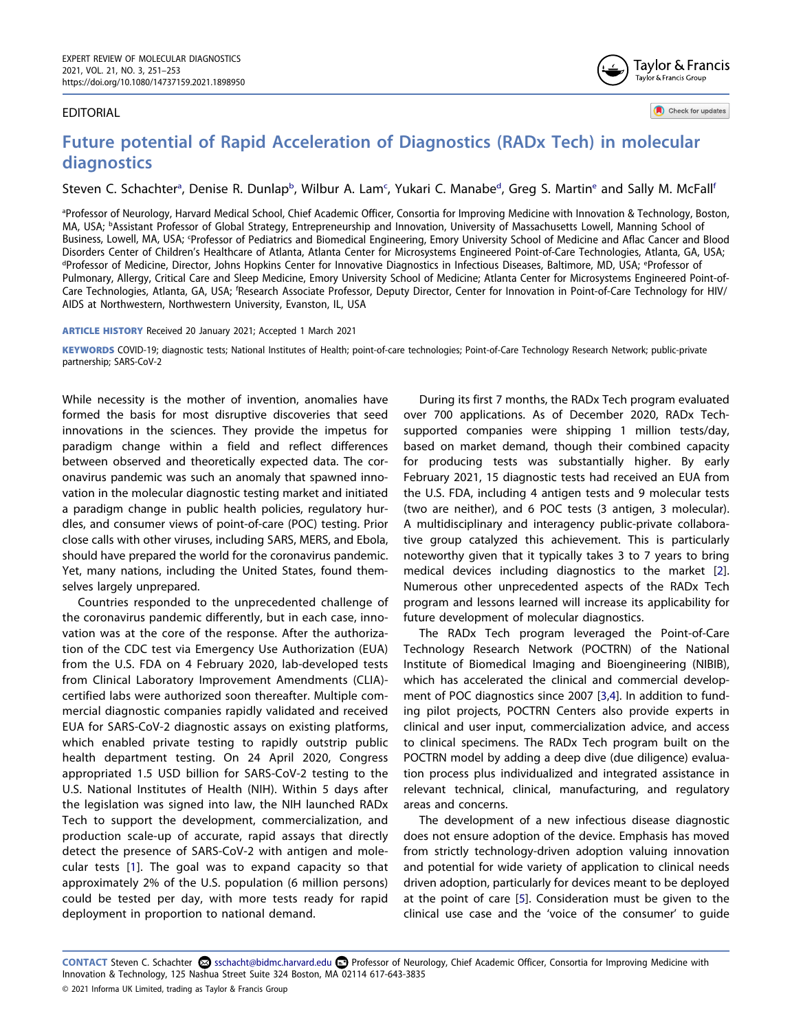EDITORIAL

# Future potential of Rapid Acceleration of Diagnostics (RADx Tech) in molecular diagnostics

Steven C. Schachter[a], Denise R. Dunlap[b], Wilbur A. Lam[c], Yukari C. Manabe[d], Greg S. Martin[e] and Sally M. McFall[f]

[a]Professor of Neurology, Harvard Medical School, Chief Academic Officer, Consortia for Improving Medicine with Innovation & Technology, Boston, MA, USA; [b]Assistant Professor of Global Strategy, Entrepreneurship and Innovation, University of Massachusetts Lowell, Manning School of Business, Lowell, MA, USA; [c]Professor of Pediatrics and Biomedical Engineering, Emory University School of Medicine and Aflac Cancer and Blood Disorders Center of Children's Healthcare of Atlanta, Atlanta Center for Microsystems Engineered Point-of-Care Technologies, Atlanta, GA, USA; [d]Professor of Medicine, Director, Johns Hopkins Center for Innovative Diagnostics in Infectious Diseases, Baltimore, MD, USA; [e]Professor of Pulmonary, Allergy, Critical Care and Sleep Medicine, Emory University School of Medicine; Atlanta Center for Microsystems Engineered Point-of-Care Technologies, Atlanta, GA, USA; [f]Research Associate Professor, Deputy Director, Center for Innovation in Point-of-Care Technology for HIV/AIDS at Northwestern, Northwestern University, Evanston, IL, USA

**ARTICLE HISTORY** Received 20 January 2021; Accepted 1 March 2021

**KEYWORDS** COVID-19; diagnostic tests; National Institutes of Health; point-of-care technologies; Point-of-Care Technology Research Network; public-private partnership; SARS-CoV-2

While necessity is the mother of invention, anomalies have formed the basis for most disruptive discoveries that seed innovations in the sciences. They provide the impetus for paradigm change within a field and reflect differences between observed and theoretically expected data. The coronavirus pandemic was such an anomaly that spawned innovation in the molecular diagnostic testing market and initiated a paradigm change in public health policies, regulatory hurdles, and consumer views of point-of-care (POC) testing. Prior close calls with other viruses, including SARS, MERS, and Ebola, should have prepared the world for the coronavirus pandemic. Yet, many nations, including the United States, found themselves largely unprepared.

Countries responded to the unprecedented challenge of the coronavirus pandemic differently, but in each case, innovation was at the core of the response. After the authorization of the CDC test via Emergency Use Authorization (EUA) from the U.S. FDA on 4 February 2020, lab-developed tests from Clinical Laboratory Improvement Amendments (CLIA)-certified labs were authorized soon thereafter. Multiple commercial diagnostic companies rapidly validated and received EUA for SARS-CoV-2 diagnostic assays on existing platforms, which enabled private testing to rapidly outstrip public health department testing. On 24 April 2020, Congress appropriated 1.5 USD billion for SARS-CoV-2 testing to the U.S. National Institutes of Health (NIH). Within 5 days after the legislation was signed into law, the NIH launched RADx Tech to support the development, commercialization, and production scale-up of accurate, rapid assays that directly detect the presence of SARS-CoV-2 with antigen and molecular tests [1]. The goal was to expand capacity so that approximately 2% of the U.S. population (6 million persons) could be tested per day, with more tests ready for rapid deployment in proportion to national demand.

During its first 7 months, the RADx Tech program evaluated over 700 applications. As of December 2020, RADx Tech-supported companies were shipping 1 million tests/day, based on market demand, though their combined capacity for producing tests was substantially higher. By early February 2021, 15 diagnostic tests had received an EUA from the U.S. FDA, including 4 antigen tests and 9 molecular tests (two are neither), and 6 POC tests (3 antigen, 3 molecular). A multidisciplinary and interagency public-private collaborative group catalyzed this achievement. This is particularly noteworthy given that it typically takes 3 to 7 years to bring medical devices including diagnostics to the market [2]. Numerous other unprecedented aspects of the RADx Tech program and lessons learned will increase its applicability for future development of molecular diagnostics.

The RADx Tech program leveraged the Point-of-Care Technology Research Network (POCTRN) of the National Institute of Biomedical Imaging and Bioengineering (NIBIB), which has accelerated the clinical and commercial development of POC diagnostics since 2007 [3,4]. In addition to funding pilot projects, POCTRN Centers also provide experts in clinical and user input, commercialization advice, and access to clinical specimens. The RADx Tech program built on the POCTRN model by adding a deep dive (due diligence) evaluation process plus individualized and integrated assistance in relevant technical, clinical, manufacturing, and regulatory areas and concerns.

The development of a new infectious disease diagnostic does not ensure adoption of the device. Emphasis has moved from strictly technology-driven adoption valuing innovation and potential for wide variety of application to clinical needs driven adoption, particularly for devices meant to be deployed at the point of care [5]. Consideration must be given to the clinical use case and the 'voice of the consumer' to guide

**CONTACT** Steven C. Schachter sschacht@bidmc.harvard.edu Professor of Neurology, Chief Academic Officer, Consortia for Improving Medicine with Innovation & Technology, 125 Nashua Street Suite 324 Boston, MA 02114 617-643-3835

© 2021 Informa UK Limited, trading as Taylor & Francis Group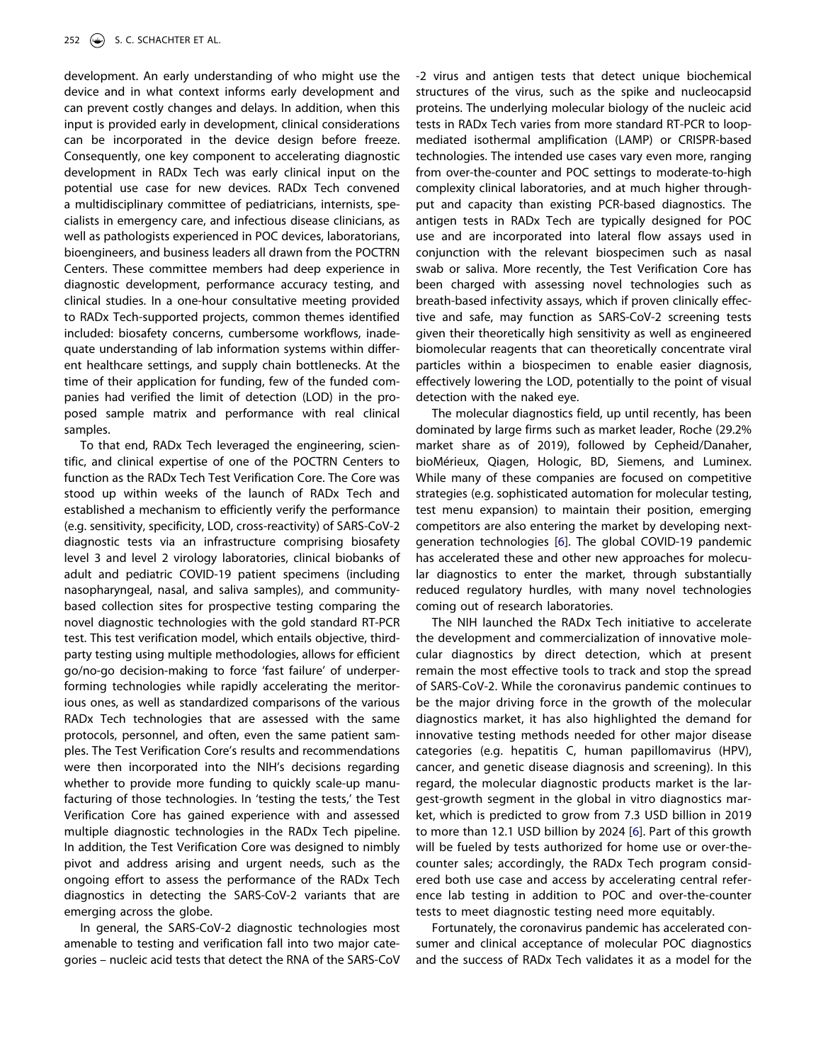development. An early understanding of who might use the device and in what context informs early development and can prevent costly changes and delays. In addition, when this input is provided early in development, clinical considerations can be incorporated in the device design before freeze. Consequently, one key component to accelerating diagnostic development in RADx Tech was early clinical input on the potential use case for new devices. RADx Tech convened a multidisciplinary committee of pediatricians, internists, specialists in emergency care, and infectious disease clinicians, as well as pathologists experienced in POC devices, laboratorians, bioengineers, and business leaders all drawn from the POCTRN Centers. These committee members had deep experience in diagnostic development, performance accuracy testing, and clinical studies. In a one-hour consultative meeting provided to RADx Tech-supported projects, common themes identified included: biosafety concerns, cumbersome workflows, inadequate understanding of lab information systems within different healthcare settings, and supply chain bottlenecks. At the time of their application for funding, few of the funded companies had verified the limit of detection (LOD) in the proposed sample matrix and performance with real clinical samples.

To that end, RADx Tech leveraged the engineering, scientific, and clinical expertise of one of the POCTRN Centers to function as the RADx Tech Test Verification Core. The Core was stood up within weeks of the launch of RADx Tech and established a mechanism to efficiently verify the performance (e.g. sensitivity, specificity, LOD, cross-reactivity) of SARS-CoV-2 diagnostic tests via an infrastructure comprising biosafety level 3 and level 2 virology laboratories, clinical biobanks of adult and pediatric COVID-19 patient specimens (including nasopharyngeal, nasal, and saliva samples), and community-based collection sites for prospective testing comparing the novel diagnostic technologies with the gold standard RT-PCR test. This test verification model, which entails objective, third-party testing using multiple methodologies, allows for efficient go/no-go decision-making to force 'fast failure' of underperforming technologies while rapidly accelerating the meritorious ones, as well as standardized comparisons of the various RADx Tech technologies that are assessed with the same protocols, personnel, and often, even the same patient samples. The Test Verification Core's results and recommendations were then incorporated into the NIH's decisions regarding whether to provide more funding to quickly scale-up manufacturing of those technologies. In 'testing the tests,' the Test Verification Core has gained experience with and assessed multiple diagnostic technologies in the RADx Tech pipeline. In addition, the Test Verification Core was designed to nimbly pivot and address arising and urgent needs, such as the ongoing effort to assess the performance of the RADx Tech diagnostics in detecting the SARS-CoV-2 variants that are emerging across the globe.

In general, the SARS-CoV-2 diagnostic technologies most amenable to testing and verification fall into two major categories – nucleic acid tests that detect the RNA of the SARS-CoV-2 virus and antigen tests that detect unique biochemical structures of the virus, such as the spike and nucleocapsid proteins. The underlying molecular biology of the nucleic acid tests in RADx Tech varies from more standard RT-PCR to loop-mediated isothermal amplification (LAMP) or CRISPR-based technologies. The intended use cases vary even more, ranging from over-the-counter and POC settings to moderate-to-high complexity clinical laboratories, and at much higher throughput and capacity than existing PCR-based diagnostics. The antigen tests in RADx Tech are typically designed for POC use and are incorporated into lateral flow assays used in conjunction with the relevant biospecimen such as nasal swab or saliva. More recently, the Test Verification Core has been charged with assessing novel technologies such as breath-based infectivity assays, which if proven clinically effective and safe, may function as SARS-CoV-2 screening tests given their theoretically high sensitivity as well as engineered biomolecular reagents that can theoretically concentrate viral particles within a biospecimen to enable easier diagnosis, effectively lowering the LOD, potentially to the point of visual detection with the naked eye.

The molecular diagnostics field, up until recently, has been dominated by large firms such as market leader, Roche (29.2% market share as of 2019), followed by Cepheid/Danaher, bioMérieux, Qiagen, Hologic, BD, Siemens, and Luminex. While many of these companies are focused on competitive strategies (e.g. sophisticated automation for molecular testing, test menu expansion) to maintain their position, emerging competitors are also entering the market by developing next-generation technologies [6]. The global COVID-19 pandemic has accelerated these and other new approaches for molecular diagnostics to enter the market, through substantially reduced regulatory hurdles, with many novel technologies coming out of research laboratories.

The NIH launched the RADx Tech initiative to accelerate the development and commercialization of innovative molecular diagnostics by direct detection, which at present remain the most effective tools to track and stop the spread of SARS-CoV-2. While the coronavirus pandemic continues to be the major driving force in the growth of the molecular diagnostics market, it has also highlighted the demand for innovative testing methods needed for other major disease categories (e.g. hepatitis C, human papillomavirus (HPV), cancer, and genetic disease diagnosis and screening). In this regard, the molecular diagnostic products market is the largest-growth segment in the global in vitro diagnostics market, which is predicted to grow from 7.3 USD billion in 2019 to more than 12.1 USD billion by 2024 [6]. Part of this growth will be fueled by tests authorized for home use or over-the-counter sales; accordingly, the RADx Tech program considered both use case and access by accelerating central reference lab testing in addition to POC and over-the-counter tests to meet diagnostic testing need more equitably.

Fortunately, the coronavirus pandemic has accelerated consumer and clinical acceptance of molecular POC diagnostics and the success of RADx Tech validates it as a model for the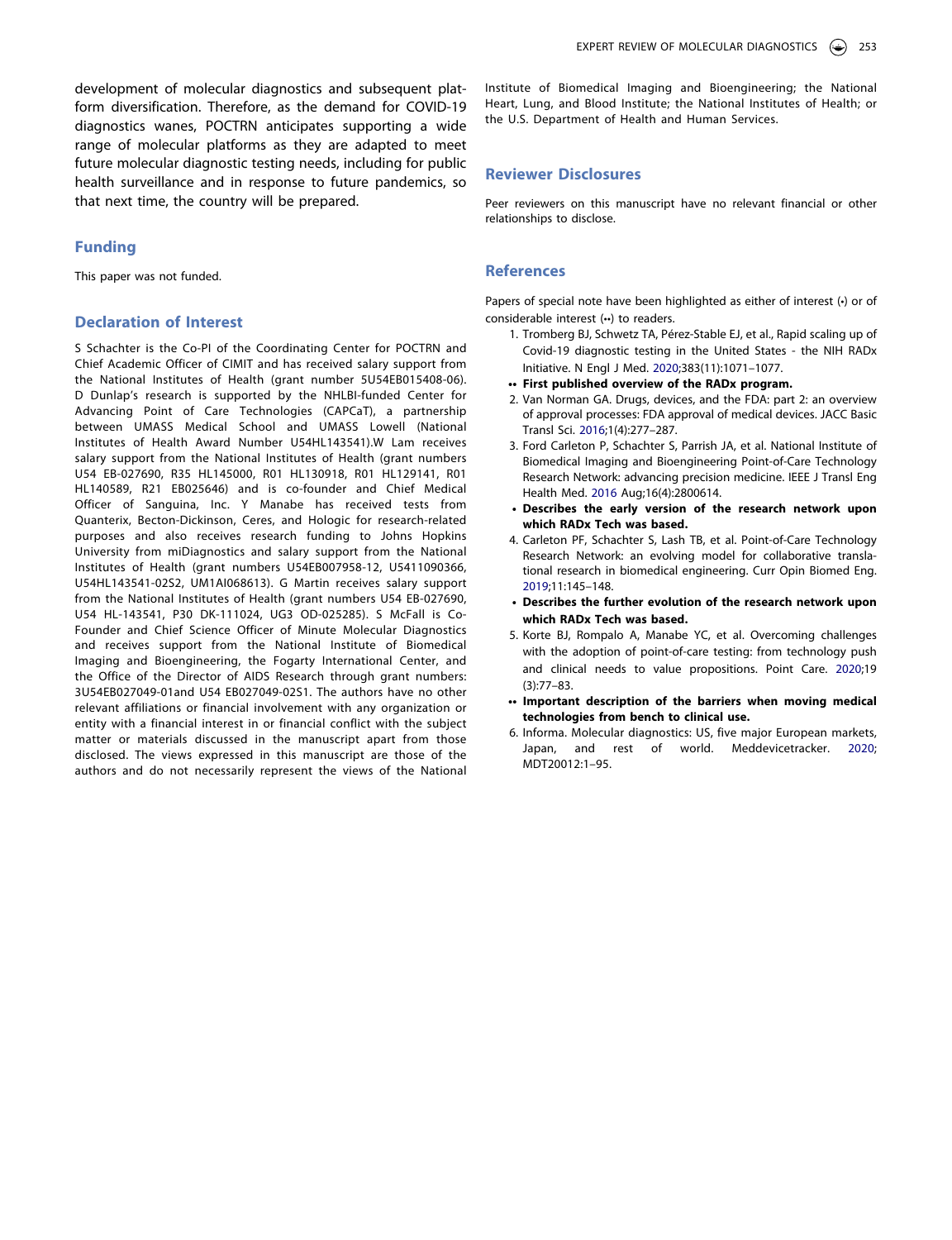development of molecular diagnostics and subsequent platform diversification. Therefore, as the demand for COVID-19 diagnostics wanes, POCTRN anticipates supporting a wide range of molecular platforms as they are adapted to meet future molecular diagnostic testing needs, including for public health surveillance and in response to future pandemics, so that next time, the country will be prepared.

## Funding

This paper was not funded.

## Declaration of Interest

S Schachter is the Co-PI of the Coordinating Center for POCTRN and Chief Academic Officer of CIMIT and has received salary support from the National Institutes of Health (grant number 5U54EB015408-06). D Dunlap's research is supported by the NHLBI-funded Center for Advancing Point of Care Technologies (CAPCaT), a partnership between UMASS Medical School and UMASS Lowell (National Institutes of Health Award Number U54HL143541).W Lam receives salary support from the National Institutes of Health (grant numbers U54 EB-027690, R35 HL145000, R01 HL130918, R01 HL129141, R01 HL140589, R21 EB025646) and is co-founder and Chief Medical Officer of Sanguina, Inc. Y Manabe has received tests from Quanterix, Becton-Dickinson, Ceres, and Hologic for research-related purposes and also receives research funding to Johns Hopkins University from miDiagnostics and salary support from the National Institutes of Health (grant numbers U54EB007958-12, U5411090366, U54HL143541-02S2, UM1AI068613). G Martin receives salary support from the National Institutes of Health (grant numbers U54 EB-027690, U54 HL-143541, P30 DK-111024, UG3 OD-025285). S McFall is Co-Founder and Chief Science Officer of Minute Molecular Diagnostics and receives support from the National Institute of Biomedical Imaging and Bioengineering, the Fogarty International Center, and the Office of the Director of AIDS Research through grant numbers: 3U54EB027049-01and U54 EB027049-02S1. The authors have no other relevant affiliations or financial involvement with any organization or entity with a financial interest in or financial conflict with the subject matter or materials discussed in the manuscript apart from those disclosed. The views expressed in this manuscript are those of the authors and do not necessarily represent the views of the National Institute of Biomedical Imaging and Bioengineering; the National Heart, Lung, and Blood Institute; the National Institutes of Health; or the U.S. Department of Health and Human Services.

## Reviewer Disclosures

Peer reviewers on this manuscript have no relevant financial or other relationships to disclose.

## References

Papers of special note have been highlighted as either of interest (•) or of considerable interest (••) to readers.

1. Tromberg BJ, Schwetz TA, Pérez-Stable EJ, et al., Rapid scaling up of Covid-19 diagnostic testing in the United States - the NIH RADx Initiative. N Engl J Med. 2020;383(11):1071–1077.
   - **•• First published overview of the RADx program.**
2. Van Norman GA. Drugs, devices, and the FDA: part 2: an overview of approval processes: FDA approval of medical devices. JACC Basic Transl Sci. 2016;1(4):277–287.
3. Ford Carleton P, Schachter S, Parrish JA, et al. National Institute of Biomedical Imaging and Bioengineering Point-of-Care Technology Research Network: advancing precision medicine. IEEE J Transl Eng Health Med. 2016 Aug;16(4):2800614.
   - **• Describes the early version of the research network upon which RADx Tech was based.**
4. Carleton PF, Schachter S, Lash TB, et al. Point-of-Care Technology Research Network: an evolving model for collaborative translational research in biomedical engineering. Curr Opin Biomed Eng. 2019;11:145–148.
   - **• Describes the further evolution of the research network upon which RADx Tech was based.**
5. Korte BJ, Rompalo A, Manabe YC, et al. Overcoming challenges with the adoption of point-of-care testing: from technology push and clinical needs to value propositions. Point Care. 2020;19 (3):77–83.
   - **•• Important description of the barriers when moving medical technologies from bench to clinical use.**
6. Informa. Molecular diagnostics: US, five major European markets, Japan, and rest of world. Meddevicetracker. 2020; MDT20012:1–95.